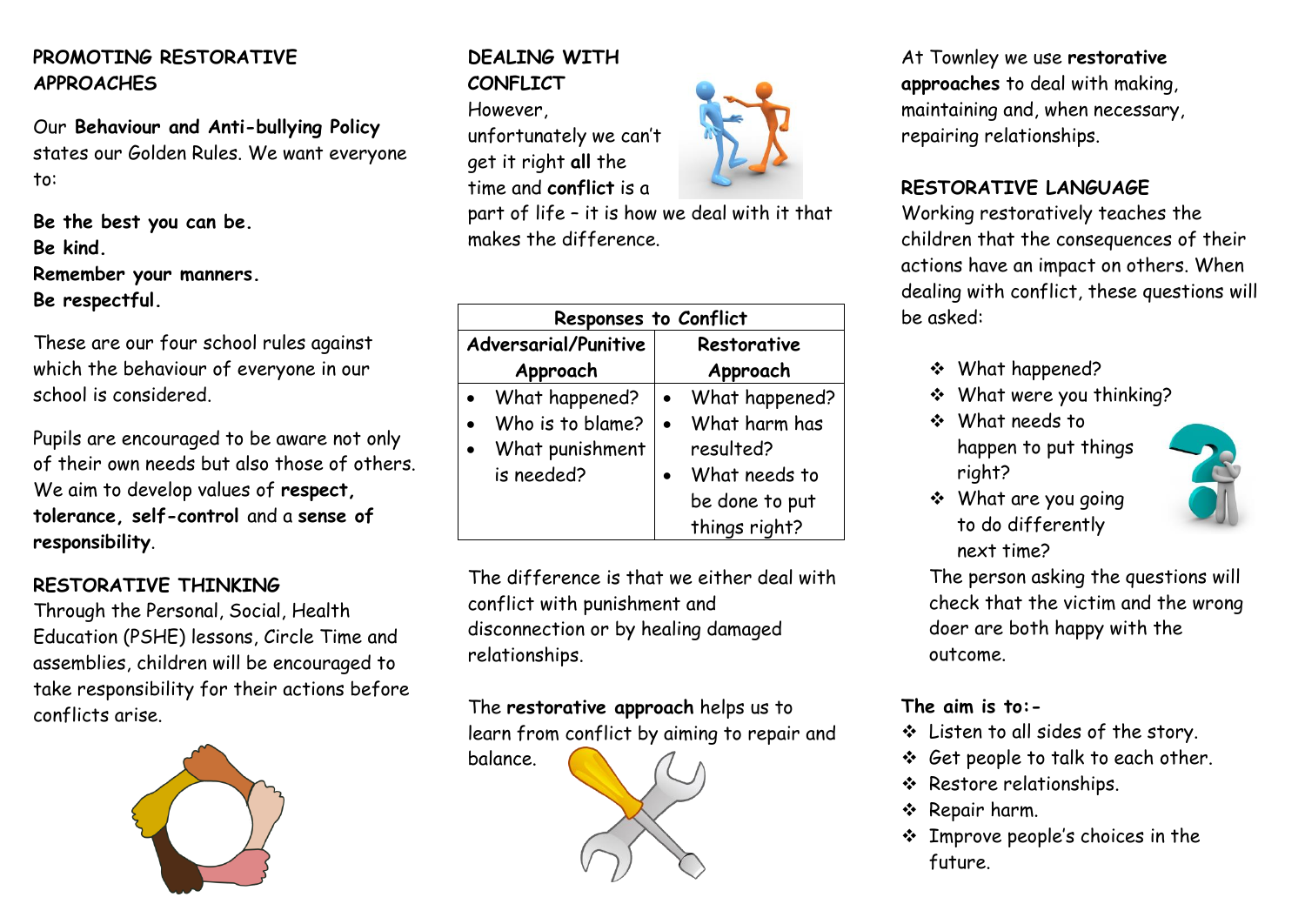## PROMOTING RESTORATIVE APPROACHES

Our **Behaviour and Anti-bullying Policy** states our Golden Rules. We want everyone to:

**Be the best you can be.**
**Be kind.**
**Remember your manners.**
**Be respectful.**

These are our four school rules against which the behaviour of everyone in our school is considered.

Pupils are encouraged to be aware not only of their own needs but also those of others. We aim to develop values of **respect, tolerance, self-control** and a **sense of responsibility**.

## RESTORATIVE THINKING

Through the Personal, Social, Health Education (PSHE) lessons, Circle Time and assemblies, children will be encouraged to take responsibility for their actions before conflicts arise.

## DEALING WITH CONFLICT

However, unfortunately we can't get it right **all** the time and **conflict** is a part of life – it is how we deal with it that makes the difference.

| Responses to Conflict | |
|---|---|
| **Adversarial/Punitive Approach** | **Restorative Approach** |
| • What happened?<br>• Who is to blame?<br>• What punishment is needed? | • What happened?<br>• What harm has resulted?<br>• What needs to be done to put things right? |

The difference is that we either deal with conflict with punishment and disconnection or by healing damaged relationships.

The **restorative approach** helps us to learn from conflict by aiming to repair and balance.

At Townley we use **restorative approaches** to deal with making, maintaining and, when necessary, repairing relationships.

## RESTORATIVE LANGUAGE

Working restoratively teaches the children that the consequences of their actions have an impact on others. When dealing with conflict, these questions will be asked:

- What happened?
- What were you thinking?
- What needs to happen to put things right?
- What are you going to do differently next time?

The person asking the questions will check that the victim and the wrong doer are both happy with the outcome.

**The aim is to:-**

- Listen to all sides of the story.
- Get people to talk to each other.
- Restore relationships.
- Repair harm.
- Improve people's choices in the future.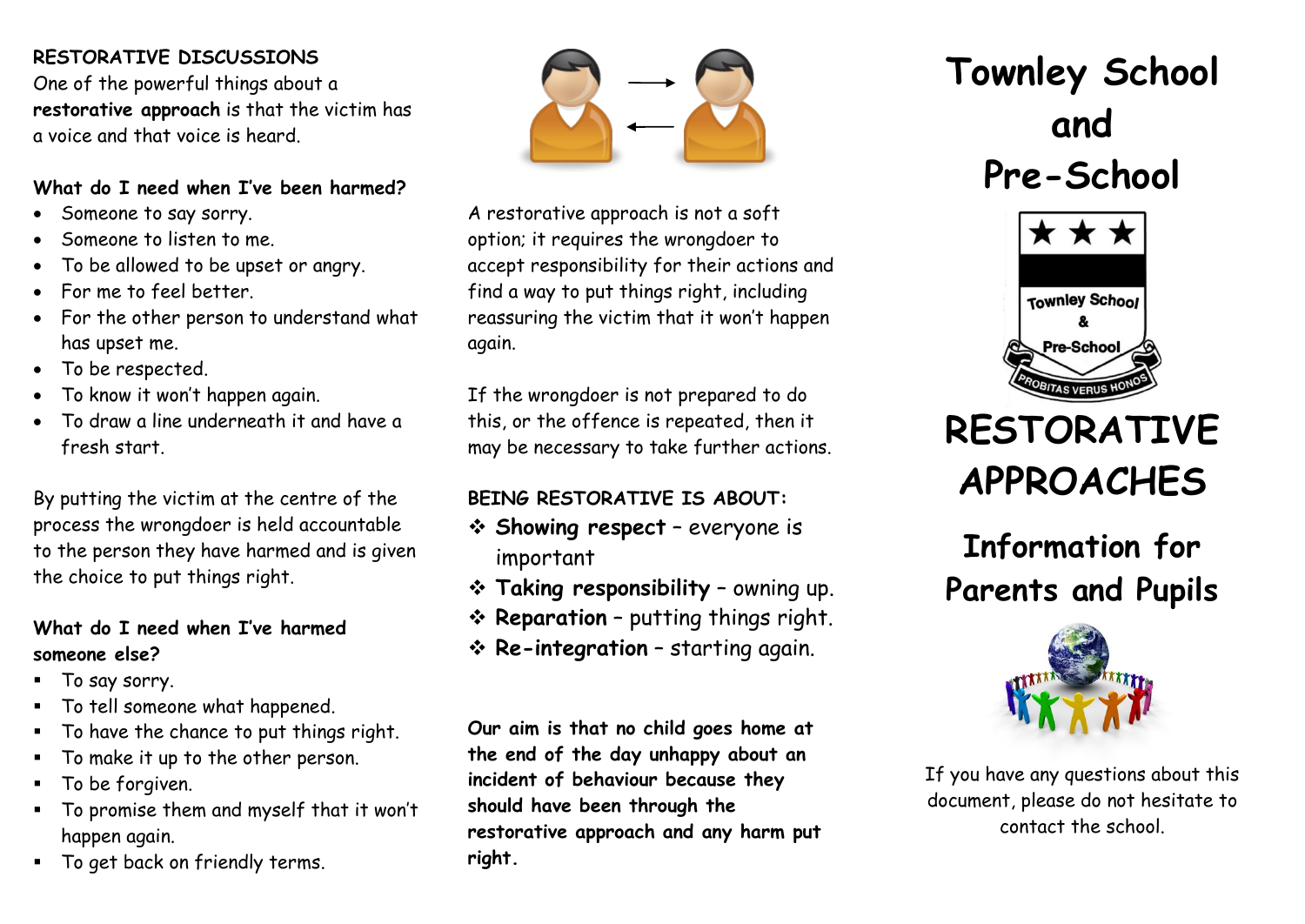**RESTORATIVE DISCUSSIONS**

One of the powerful things about a **restorative approach** is that the victim has a voice and that voice is heard.

**What do I need when I've been harmed?**

- Someone to say sorry.
- Someone to listen to me.
- To be allowed to be upset or angry.
- For me to feel better.
- For the other person to understand what has upset me.
- To be respected.
- To know it won't happen again.
- To draw a line underneath it and have a fresh start.

By putting the victim at the centre of the process the wrongdoer is held accountable to the person they have harmed and is given the choice to put things right.

**What do I need when I've harmed someone else?**

- To say sorry.
- To tell someone what happened.
- To have the chance to put things right.
- To make it up to the other person.
- To be forgiven.
- To promise them and myself that it won't happen again.
- To get back on friendly terms.

A restorative approach is not a soft option; it requires the wrongdoer to accept responsibility for their actions and find a way to put things right, including reassuring the victim that it won't happen again.

If the wrongdoer is not prepared to do this, or the offence is repeated, then it may be necessary to take further actions.

**BEING RESTORATIVE IS ABOUT:**

- **Showing respect** – everyone is important
- **Taking responsibility** – owning up.
- **Reparation** – putting things right.
- **Re-integration** – starting again.

**Our aim is that no child goes home at the end of the day unhappy about an incident of behaviour because they should have been through the restorative approach and any harm put right.**

# Townley School and Pre-School

Townley School & Pre-School

PROBITAS VERUS HONOS

# RESTORATIVE APPROACHES

## Information for Parents and Pupils

If you have any questions about this document, please do not hesitate to contact the school.